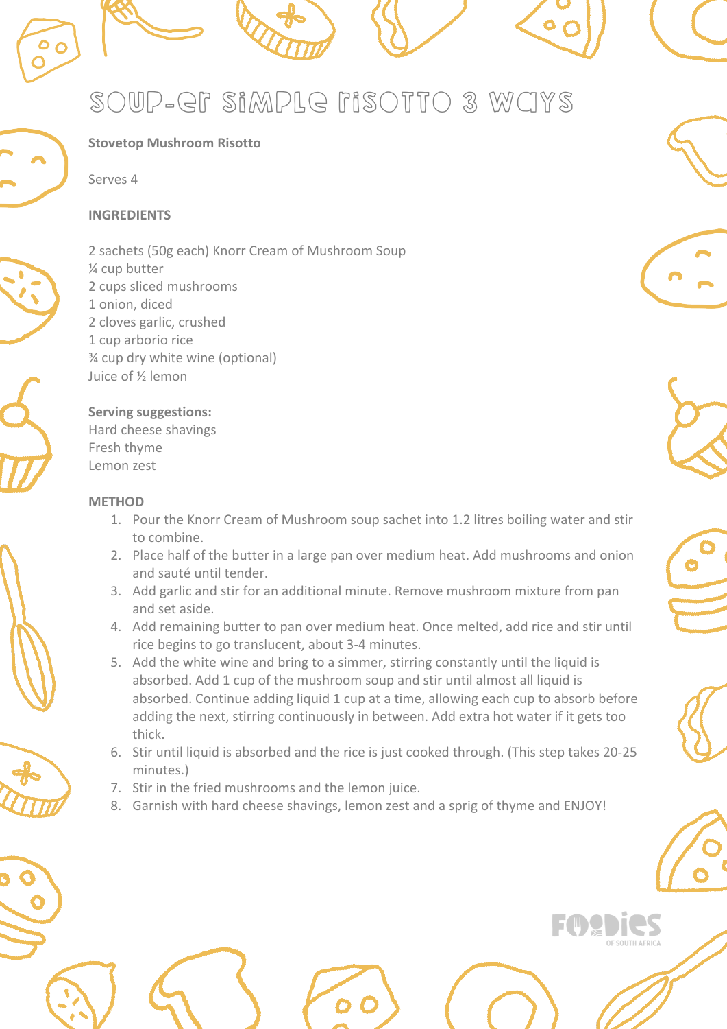# SOUP-ER SIMPLE RISOTTO 3 WAYS

**Stovetop Mushroom Risotto**

Serves 4

**INGREDIENTS**

2 sachets (50g each) Knorr Cream of Mushroom Soup
¼ cup butter
2 cups sliced mushrooms
1 onion, diced
2 cloves garlic, crushed
1 cup arborio rice
¾ cup dry white wine (optional)
Juice of ½ lemon

**Serving suggestions:**
Hard cheese shavings
Fresh thyme
Lemon zest

**METHOD**

1. Pour the Knorr Cream of Mushroom soup sachet into 1.2 litres boiling water and stir to combine.
2. Place half of the butter in a large pan over medium heat. Add mushrooms and onion and sauté until tender.
3. Add garlic and stir for an additional minute. Remove mushroom mixture from pan and set aside.
4. Add remaining butter to pan over medium heat. Once melted, add rice and stir until rice begins to go translucent, about 3-4 minutes.
5. Add the white wine and bring to a simmer, stirring constantly until the liquid is absorbed. Add 1 cup of the mushroom soup and stir until almost all liquid is absorbed. Continue adding liquid 1 cup at a time, allowing each cup to absorb before adding the next, stirring continuously in between. Add extra hot water if it gets too thick.
6. Stir until liquid is absorbed and the rice is just cooked through. (This step takes 20-25 minutes.)
7. Stir in the fried mushrooms and the lemon juice.
8. Garnish with hard cheese shavings, lemon zest and a sprig of thyme and ENJOY!

FOODIES OF SOUTH AFRICA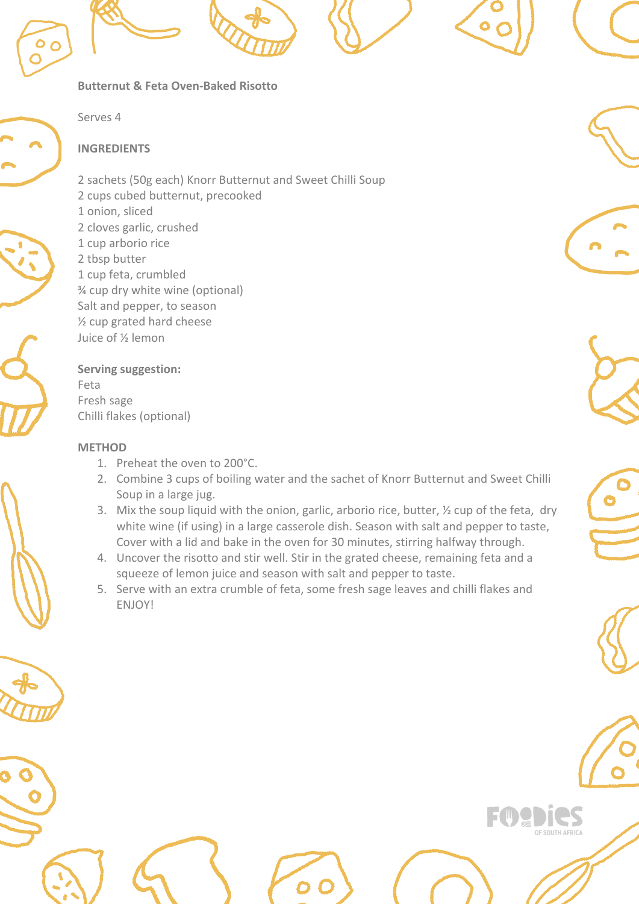**Butternut & Feta Oven-Baked Risotto**

Serves 4

**INGREDIENTS**

2 sachets (50g each) Knorr Butternut and Sweet Chilli Soup
2 cups cubed butternut, precooked
1 onion, sliced
2 cloves garlic, crushed
1 cup arborio rice
2 tbsp butter
1 cup feta, crumbled
¾ cup dry white wine (optional)
Salt and pepper, to season
½ cup grated hard cheese
Juice of ½ lemon

**Serving suggestion:**
Feta
Fresh sage
Chilli flakes (optional)

**METHOD**

1. Preheat the oven to 200°C.
2. Combine 3 cups of boiling water and the sachet of Knorr Butternut and Sweet Chilli Soup in a large jug.
3. Mix the soup liquid with the onion, garlic, arborio rice, butter, ½ cup of the feta, dry white wine (if using) in a large casserole dish. Season with salt and pepper to taste, Cover with a lid and bake in the oven for 30 minutes, stirring halfway through.
4. Uncover the risotto and stir well. Stir in the grated cheese, remaining feta and a squeeze of lemon juice and season with salt and pepper to taste.
5. Serve with an extra crumble of feta, some fresh sage leaves and chilli flakes and ENJOY!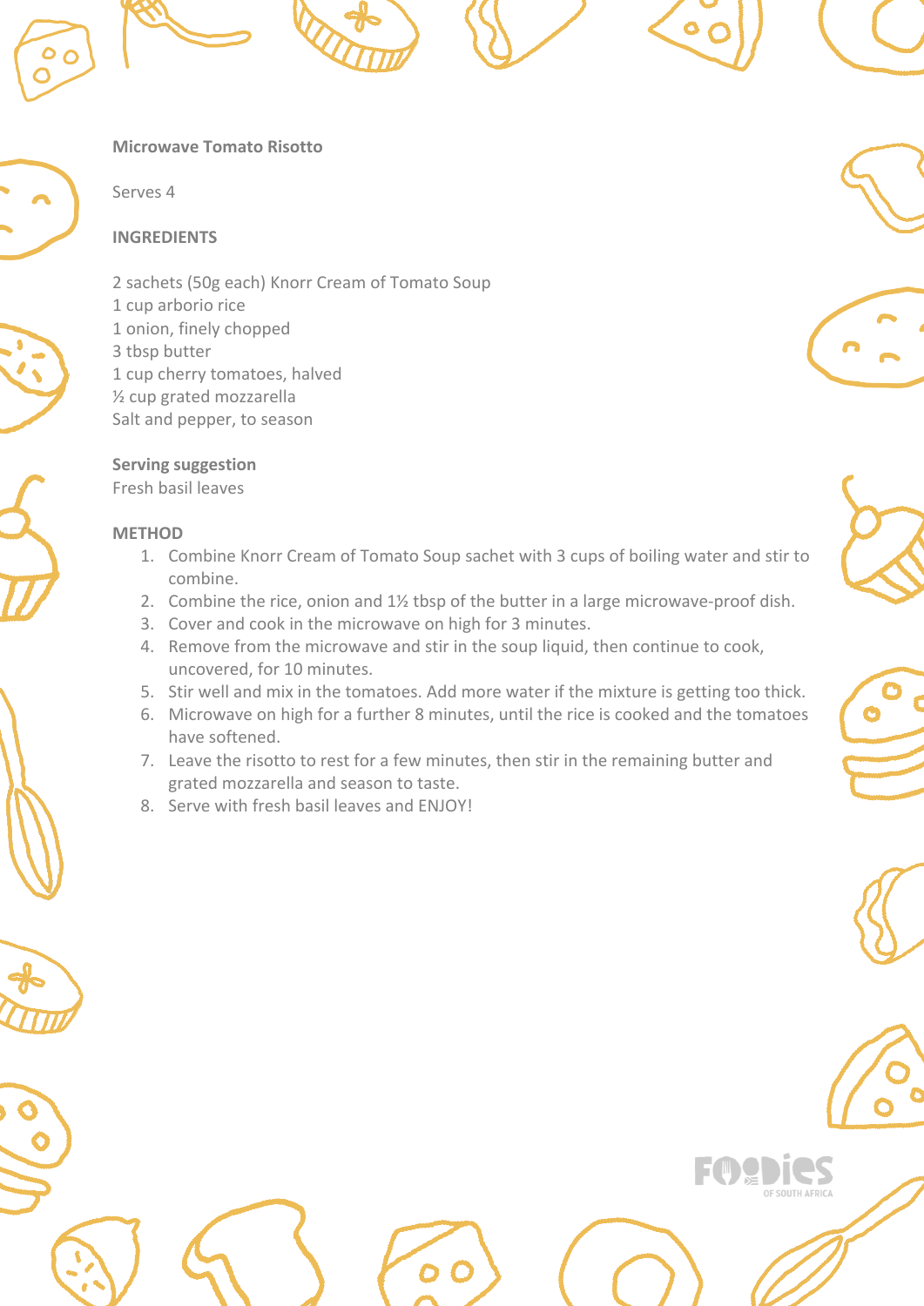**Microwave Tomato Risotto**

Serves 4

**INGREDIENTS**

2 sachets (50g each) Knorr Cream of Tomato Soup
1 cup arborio rice
1 onion, finely chopped
3 tbsp butter
1 cup cherry tomatoes, halved
½ cup grated mozzarella
Salt and pepper, to season

**Serving suggestion**
Fresh basil leaves

**METHOD**

1. Combine Knorr Cream of Tomato Soup sachet with 3 cups of boiling water and stir to combine.
2. Combine the rice, onion and 1½ tbsp of the butter in a large microwave-proof dish.
3. Cover and cook in the microwave on high for 3 minutes.
4. Remove from the microwave and stir in the soup liquid, then continue to cook, uncovered, for 10 minutes.
5. Stir well and mix in the tomatoes. Add more water if the mixture is getting too thick.
6. Microwave on high for a further 8 minutes, until the rice is cooked and the tomatoes have softened.
7. Leave the risotto to rest for a few minutes, then stir in the remaining butter and grated mozzarella and season to taste.
8. Serve with fresh basil leaves and ENJOY!